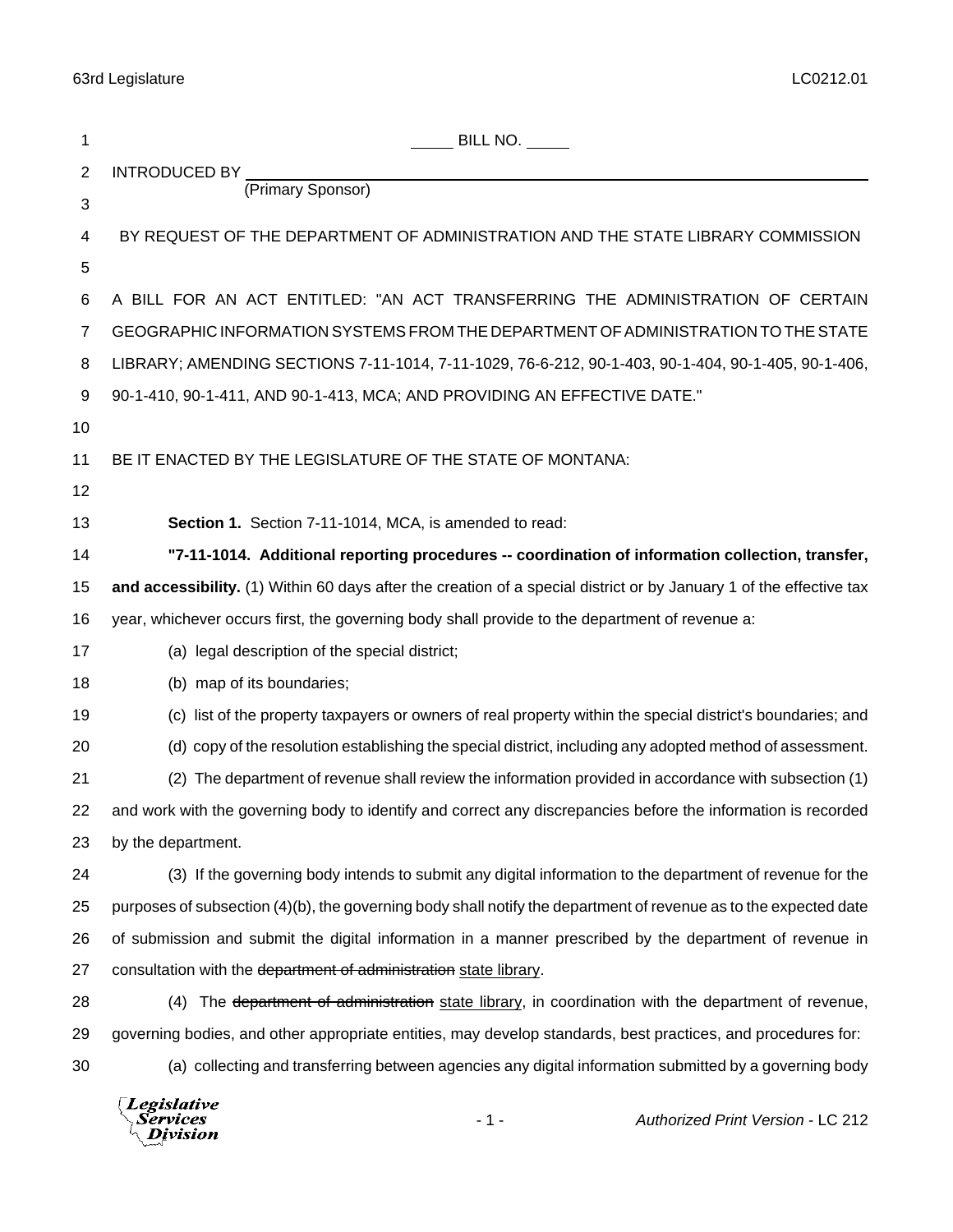_____ BILL NO. _____

INTRODUCED BY ____________________________________________
(Primary Sponsor)

BY REQUEST OF THE DEPARTMENT OF ADMINISTRATION AND THE STATE LIBRARY COMMISSION

A BILL FOR AN ACT ENTITLED: "AN ACT TRANSFERRING THE ADMINISTRATION OF CERTAIN GEOGRAPHIC INFORMATION SYSTEMS FROM THE DEPARTMENT OF ADMINISTRATION TO THE STATE LIBRARY; AMENDING SECTIONS 7-11-1014, 7-11-1029, 76-6-212, 90-1-403, 90-1-404, 90-1-405, 90-1-406, 90-1-410, 90-1-411, AND 90-1-413, MCA; AND PROVIDING AN EFFECTIVE DATE."

BE IT ENACTED BY THE LEGISLATURE OF THE STATE OF MONTANA:

**Section 1.** Section 7-11-1014, MCA, is amended to read:

**"7-11-1014. Additional reporting procedures -- coordination of information collection, transfer, and accessibility.** (1) Within 60 days after the creation of a special district or by January 1 of the effective tax year, whichever occurs first, the governing body shall provide to the department of revenue a:

(a) legal description of the special district;

(b) map of its boundaries;

(c) list of the property taxpayers or owners of real property within the special district's boundaries; and

(d) copy of the resolution establishing the special district, including any adopted method of assessment.

(2) The department of revenue shall review the information provided in accordance with subsection (1) and work with the governing body to identify and correct any discrepancies before the information is recorded by the department.

(3) If the governing body intends to submit any digital information to the department of revenue for the purposes of subsection (4)(b), the governing body shall notify the department of revenue as to the expected date of submission and submit the digital information in a manner prescribed by the department of revenue in consultation with the ~~department of administration~~ <u>state library</u>.

(4) The ~~department of administration~~ <u>state library</u>, in coordination with the department of revenue, governing bodies, and other appropriate entities, may develop standards, best practices, and procedures for:

(a) collecting and transferring between agencies any digital information submitted by a governing body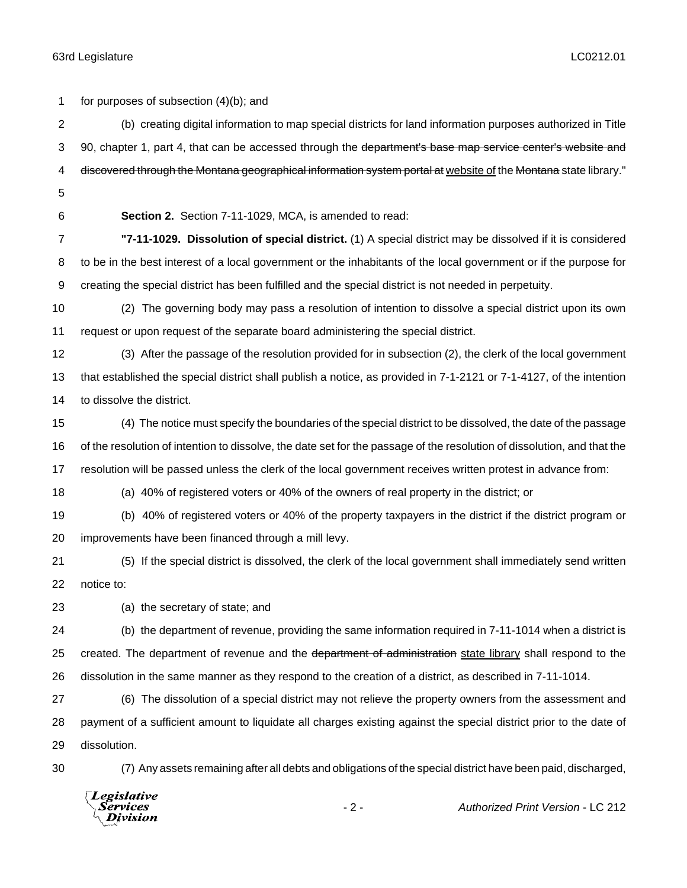for purposes of subsection (4)(b); and

(b) creating digital information to map special districts for land information purposes authorized in Title 90, chapter 1, part 4, that can be accessed through the ~~department's base map service center's website and discovered through the Montana geographical information system portal at~~ website of the ~~Montana~~ state library."

**Section 2.** Section 7-11-1029, MCA, is amended to read:

**"7-11-1029. Dissolution of special district.** (1) A special district may be dissolved if it is considered to be in the best interest of a local government or the inhabitants of the local government or if the purpose for creating the special district has been fulfilled and the special district is not needed in perpetuity.

(2) The governing body may pass a resolution of intention to dissolve a special district upon its own request or upon request of the separate board administering the special district.

(3) After the passage of the resolution provided for in subsection (2), the clerk of the local government that established the special district shall publish a notice, as provided in 7-1-2121 or 7-1-4127, of the intention to dissolve the district.

(4) The notice must specify the boundaries of the special district to be dissolved, the date of the passage of the resolution of intention to dissolve, the date set for the passage of the resolution of dissolution, and that the resolution will be passed unless the clerk of the local government receives written protest in advance from:

(a) 40% of registered voters or 40% of the owners of real property in the district; or

(b) 40% of registered voters or 40% of the property taxpayers in the district if the district program or improvements have been financed through a mill levy.

(5) If the special district is dissolved, the clerk of the local government shall immediately send written notice to:

(a) the secretary of state; and

(b) the department of revenue, providing the same information required in 7-11-1014 when a district is created. The department of revenue and the ~~department of administration~~ state library shall respond to the dissolution in the same manner as they respond to the creation of a district, as described in 7-11-1014.

(6) The dissolution of a special district may not relieve the property owners from the assessment and payment of a sufficient amount to liquidate all charges existing against the special district prior to the date of dissolution.

(7) Any assets remaining after all debts and obligations of the special district have been paid, discharged,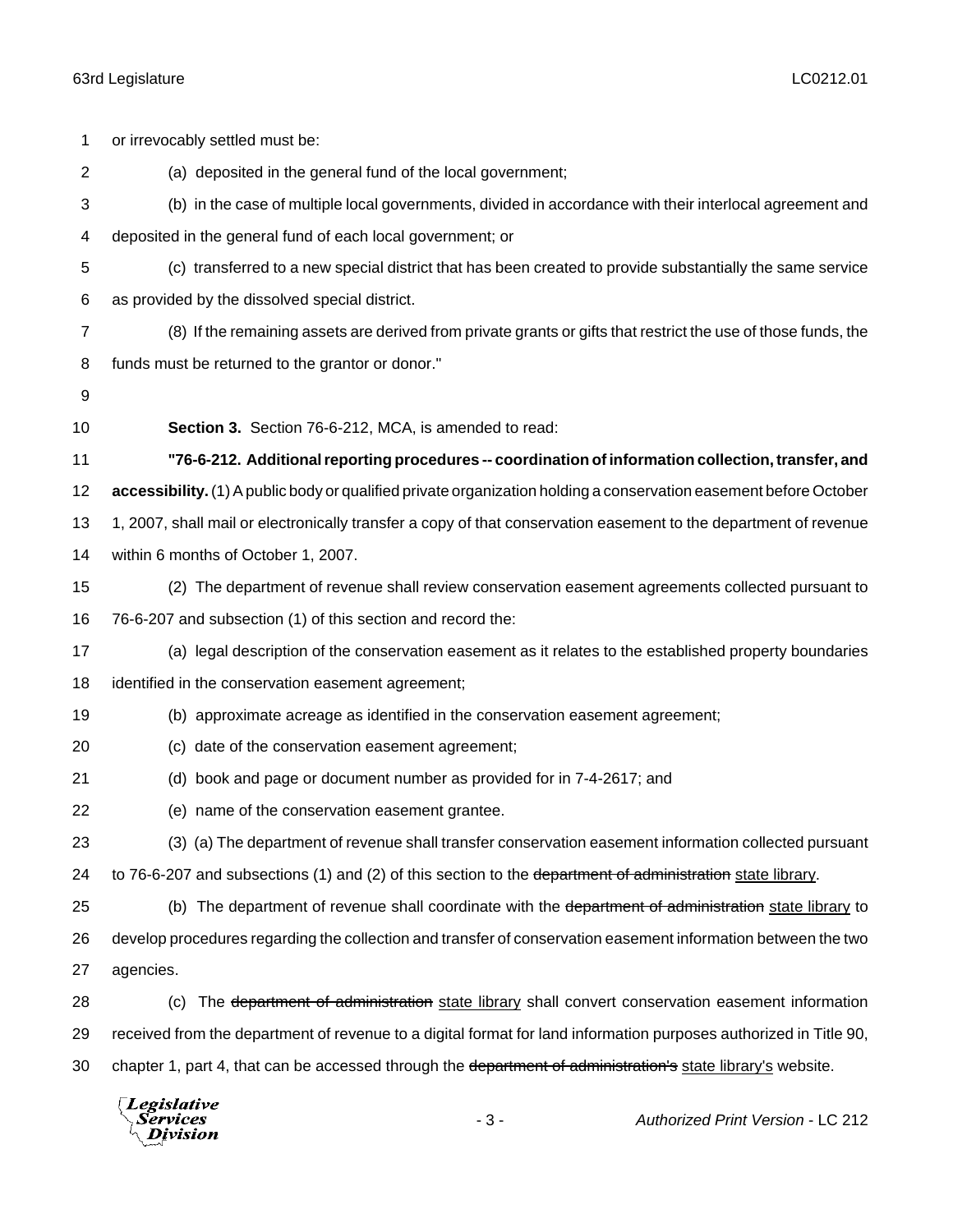or irrevocably settled must be:

(a) deposited in the general fund of the local government;

(b) in the case of multiple local governments, divided in accordance with their interlocal agreement and deposited in the general fund of each local government; or

(c) transferred to a new special district that has been created to provide substantially the same service as provided by the dissolved special district.

(8) If the remaining assets are derived from private grants or gifts that restrict the use of those funds, the funds must be returned to the grantor or donor."

**Section 3.** Section 76-6-212, MCA, is amended to read:

**"76-6-212. Additional reporting procedures -- coordination of information collection, transfer, and accessibility.** (1) A public body or qualified private organization holding a conservation easement before October 1, 2007, shall mail or electronically transfer a copy of that conservation easement to the department of revenue within 6 months of October 1, 2007.

(2) The department of revenue shall review conservation easement agreements collected pursuant to 76-6-207 and subsection (1) of this section and record the:

(a) legal description of the conservation easement as it relates to the established property boundaries identified in the conservation easement agreement;

(b) approximate acreage as identified in the conservation easement agreement;

(c) date of the conservation easement agreement;

(d) book and page or document number as provided for in 7-4-2617; and

(e) name of the conservation easement grantee.

(3) (a) The department of revenue shall transfer conservation easement information collected pursuant to 76-6-207 and subsections (1) and (2) of this section to the ~~department of administration~~ state library.

(b) The department of revenue shall coordinate with the ~~department of administration~~ state library to develop procedures regarding the collection and transfer of conservation easement information between the two agencies.

(c) The ~~department of administration~~ state library shall convert conservation easement information received from the department of revenue to a digital format for land information purposes authorized in Title 90, chapter 1, part 4, that can be accessed through the ~~department of administration's~~ state library's website.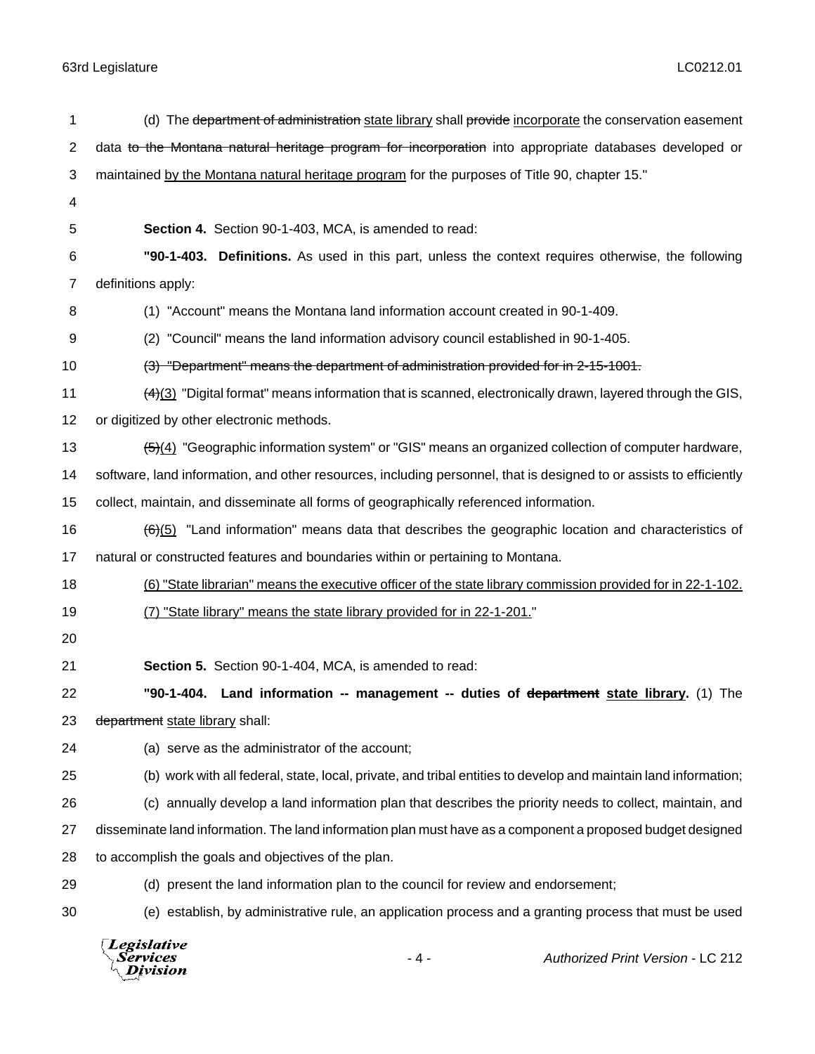(d) The ~~department of administration~~ <u>state library</u> shall ~~provide~~ <u>incorporate</u> the conservation easement data ~~to the Montana natural heritage program for incorporation~~ into appropriate databases developed or maintained <u>by the Montana natural heritage program</u> for the purposes of Title 90, chapter 15."

**Section 4.** Section 90-1-403, MCA, is amended to read:

**"90-1-403. Definitions.** As used in this part, unless the context requires otherwise, the following definitions apply:

(1) "Account" means the Montana land information account created in 90-1-409.

(2) "Council" means the land information advisory council established in 90-1-405.

~~(3) "Department" means the department of administration provided for in 2-15-1001.~~

~~(4)~~<u>(3)</u> "Digital format" means information that is scanned, electronically drawn, layered through the GIS, or digitized by other electronic methods.

~~(5)~~<u>(4)</u> "Geographic information system" or "GIS" means an organized collection of computer hardware, software, land information, and other resources, including personnel, that is designed to or assists to efficiently collect, maintain, and disseminate all forms of geographically referenced information.

~~(6)~~<u>(5)</u> "Land information" means data that describes the geographic location and characteristics of natural or constructed features and boundaries within or pertaining to Montana.

<u>(6) "State librarian" means the executive officer of the state library commission provided for in 22-1-102.</u>

<u>(7) "State library" means the state library provided for in 22-1-201.</u>"

**Section 5.** Section 90-1-404, MCA, is amended to read:

**"90-1-404. Land information -- management -- duties of ~~department~~ <u>state library</u>.** (1) The ~~department~~ <u>state library</u> shall:

(a) serve as the administrator of the account;

(b) work with all federal, state, local, private, and tribal entities to develop and maintain land information;

(c) annually develop a land information plan that describes the priority needs to collect, maintain, and disseminate land information. The land information plan must have as a component a proposed budget designed to accomplish the goals and objectives of the plan.

(d) present the land information plan to the council for review and endorsement;

(e) establish, by administrative rule, an application process and a granting process that must be used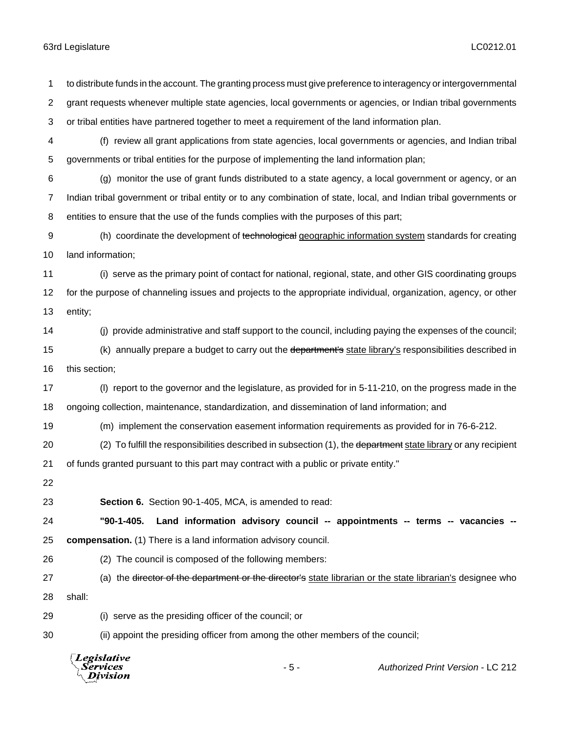to distribute funds in the account. The granting process must give preference to interagency or intergovernmental grant requests whenever multiple state agencies, local governments or agencies, or Indian tribal governments or tribal entities have partnered together to meet a requirement of the land information plan.

(f) review all grant applications from state agencies, local governments or agencies, and Indian tribal governments or tribal entities for the purpose of implementing the land information plan;

(g) monitor the use of grant funds distributed to a state agency, a local government or agency, or an Indian tribal government or tribal entity or to any combination of state, local, and Indian tribal governments or entities to ensure that the use of the funds complies with the purposes of this part;

(h) coordinate the development of ~~technological~~ <u>geographic information system</u> standards for creating land information;

(i) serve as the primary point of contact for national, regional, state, and other GIS coordinating groups for the purpose of channeling issues and projects to the appropriate individual, organization, agency, or other entity;

(j) provide administrative and staff support to the council, including paying the expenses of the council;

(k) annually prepare a budget to carry out the ~~department's~~ <u>state library's</u> responsibilities described in this section;

(l) report to the governor and the legislature, as provided for in 5-11-210, on the progress made in the ongoing collection, maintenance, standardization, and dissemination of land information; and

(m) implement the conservation easement information requirements as provided for in 76-6-212.

(2) To fulfill the responsibilities described in subsection (1), the ~~department~~ <u>state library</u> or any recipient of funds granted pursuant to this part may contract with a public or private entity."

**Section 6.** Section 90-1-405, MCA, is amended to read:

**"90-1-405. Land information advisory council -- appointments -- terms -- vacancies -- compensation.** (1) There is a land information advisory council.

(2) The council is composed of the following members:

(a) the ~~director of the department or the director's~~ <u>state librarian or the state librarian's</u> designee who shall:

(i) serve as the presiding officer of the council; or

(ii) appoint the presiding officer from among the other members of the council;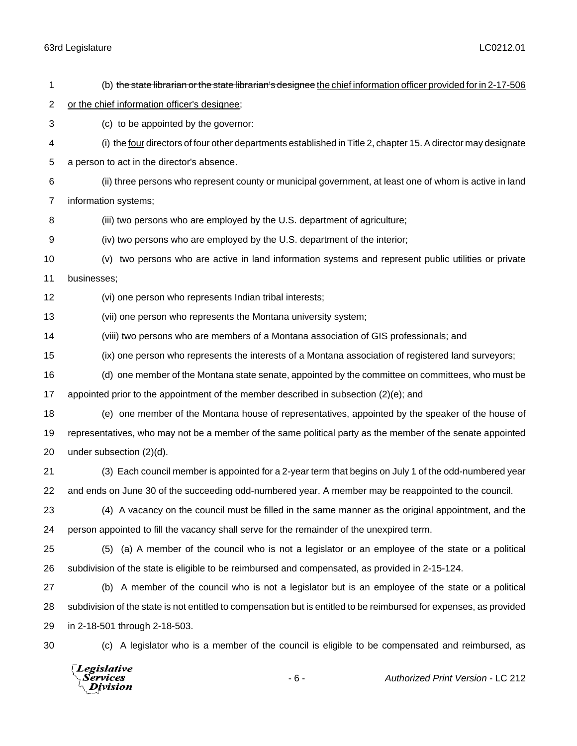(b) ~~the state librarian or the state librarian's designee~~ <u>the chief information officer provided for in 2-17-506 or the chief information officer's designee</u>;

(c) to be appointed by the governor:

(i) ~~the~~ <u>four</u> directors of ~~four other~~ departments established in Title 2, chapter 15. A director may designate a person to act in the director's absence.

(ii) three persons who represent county or municipal government, at least one of whom is active in land information systems;

(iii) two persons who are employed by the U.S. department of agriculture;

(iv) two persons who are employed by the U.S. department of the interior;

(v) two persons who are active in land information systems and represent public utilities or private businesses;

(vi) one person who represents Indian tribal interests;

(vii) one person who represents the Montana university system;

(viii) two persons who are members of a Montana association of GIS professionals; and

(ix) one person who represents the interests of a Montana association of registered land surveyors;

(d) one member of the Montana state senate, appointed by the committee on committees, who must be appointed prior to the appointment of the member described in subsection (2)(e); and

(e) one member of the Montana house of representatives, appointed by the speaker of the house of representatives, who may not be a member of the same political party as the member of the senate appointed under subsection (2)(d).

(3) Each council member is appointed for a 2-year term that begins on July 1 of the odd-numbered year and ends on June 30 of the succeeding odd-numbered year. A member may be reappointed to the council.

(4) A vacancy on the council must be filled in the same manner as the original appointment, and the person appointed to fill the vacancy shall serve for the remainder of the unexpired term.

(5) (a) A member of the council who is not a legislator or an employee of the state or a political subdivision of the state is eligible to be reimbursed and compensated, as provided in 2-15-124.

(b) A member of the council who is not a legislator but is an employee of the state or a political subdivision of the state is not entitled to compensation but is entitled to be reimbursed for expenses, as provided in 2-18-501 through 2-18-503.

(c) A legislator who is a member of the council is eligible to be compensated and reimbursed, as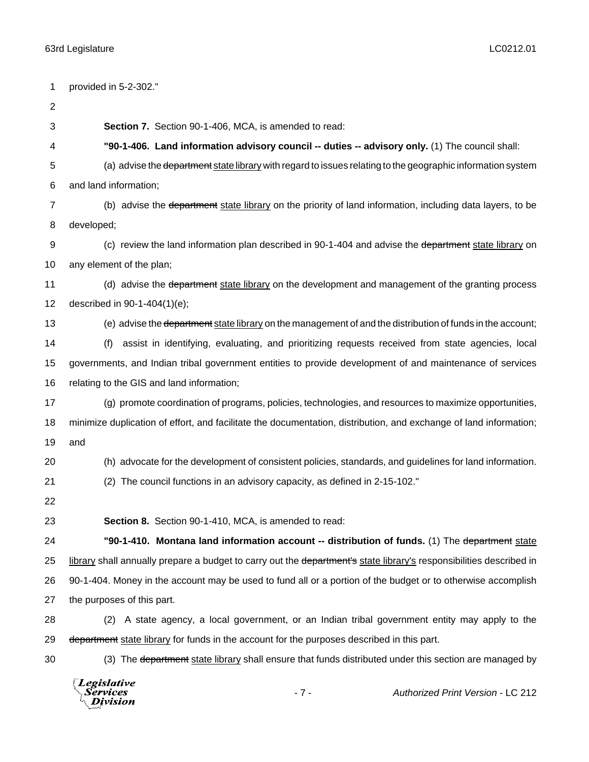provided in 5-2-302."

**Section 7.** Section 90-1-406, MCA, is amended to read:

**"90-1-406. Land information advisory council -- duties -- advisory only.** (1) The council shall:

(a) advise the ~~department~~ <u>state library</u> with regard to issues relating to the geographic information system and land information;

(b) advise the ~~department~~ <u>state library</u> on the priority of land information, including data layers, to be developed;

(c) review the land information plan described in 90-1-404 and advise the ~~department~~ <u>state library</u> on any element of the plan;

(d) advise the ~~department~~ <u>state library</u> on the development and management of the granting process described in 90-1-404(1)(e);

(e) advise the ~~department~~ <u>state library</u> on the management of and the distribution of funds in the account;

(f) assist in identifying, evaluating, and prioritizing requests received from state agencies, local governments, and Indian tribal government entities to provide development of and maintenance of services relating to the GIS and land information;

(g) promote coordination of programs, policies, technologies, and resources to maximize opportunities, minimize duplication of effort, and facilitate the documentation, distribution, and exchange of land information; and

(h) advocate for the development of consistent policies, standards, and guidelines for land information.

(2) The council functions in an advisory capacity, as defined in 2-15-102."

**Section 8.** Section 90-1-410, MCA, is amended to read:

**"90-1-410. Montana land information account -- distribution of funds.** (1) The ~~department~~ <u>state library</u> shall annually prepare a budget to carry out the ~~department's~~ <u>state library's</u> responsibilities described in 90-1-404. Money in the account may be used to fund all or a portion of the budget or to otherwise accomplish the purposes of this part.

(2) A state agency, a local government, or an Indian tribal government entity may apply to the ~~department~~ <u>state library</u> for funds in the account for the purposes described in this part.

(3) The ~~department~~ <u>state library</u> shall ensure that funds distributed under this section are managed by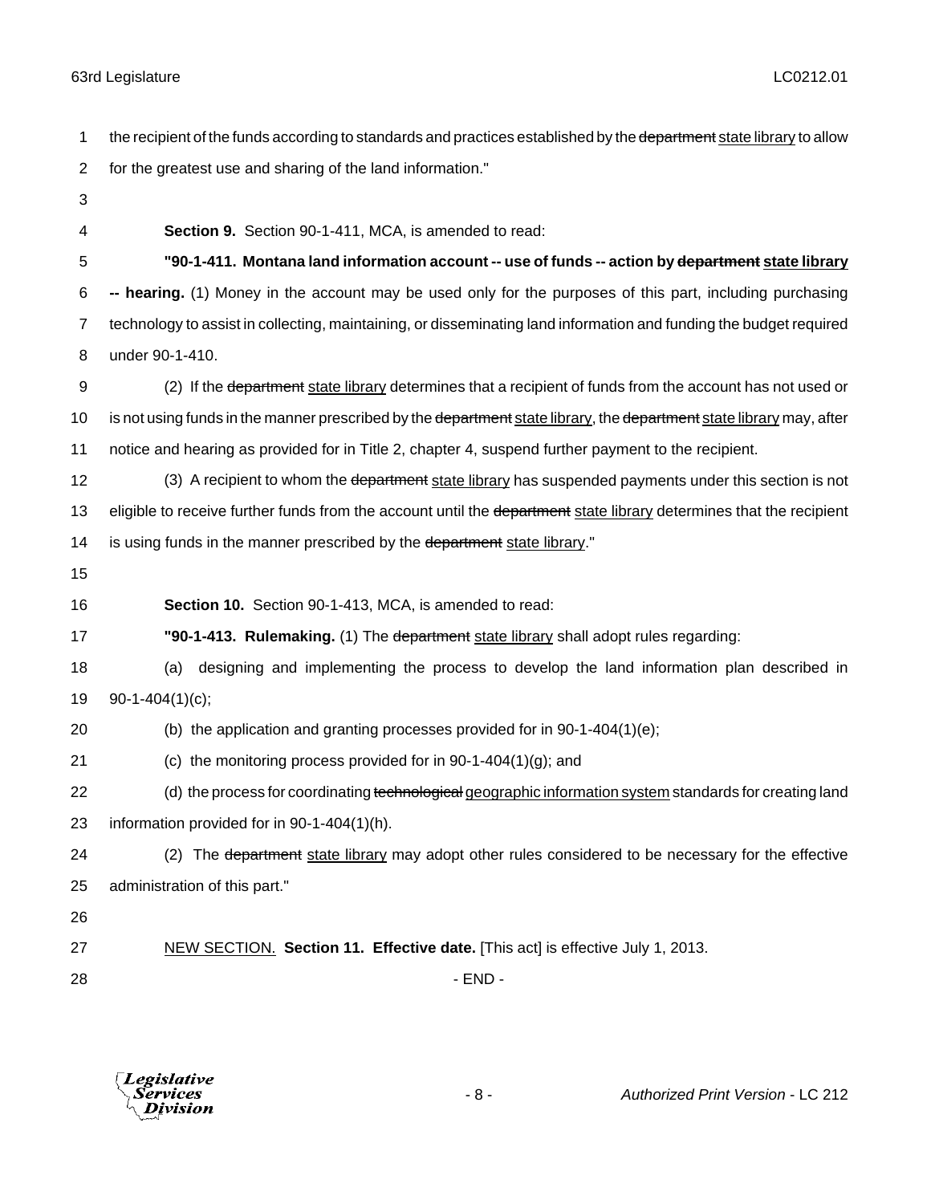the recipient of the funds according to standards and practices established by the ~~department~~ state library to allow for the greatest use and sharing of the land information."

**Section 9.** Section 90-1-411, MCA, is amended to read:

**"90-1-411. Montana land information account -- use of funds -- action by ~~department~~ state library -- hearing.** (1) Money in the account may be used only for the purposes of this part, including purchasing technology to assist in collecting, maintaining, or disseminating land information and funding the budget required under 90-1-410.

(2) If the ~~department~~ state library determines that a recipient of funds from the account has not used or is not using funds in the manner prescribed by the ~~department~~ state library, the ~~department~~ state library may, after notice and hearing as provided for in Title 2, chapter 4, suspend further payment to the recipient.

(3) A recipient to whom the ~~department~~ state library has suspended payments under this section is not eligible to receive further funds from the account until the ~~department~~ state library determines that the recipient is using funds in the manner prescribed by the ~~department~~ state library."

**Section 10.** Section 90-1-413, MCA, is amended to read:

**"90-1-413. Rulemaking.** (1) The ~~department~~ state library shall adopt rules regarding:

(a) designing and implementing the process to develop the land information plan described in 90-1-404(1)(c);

(b) the application and granting processes provided for in 90-1-404(1)(e);

(c) the monitoring process provided for in 90-1-404(1)(g); and

(d) the process for coordinating ~~technological~~ geographic information system standards for creating land information provided for in 90-1-404(1)(h).

(2) The ~~department~~ state library may adopt other rules considered to be necessary for the effective administration of this part."

NEW SECTION. **Section 11. Effective date.** [This act] is effective July 1, 2013.

- END -